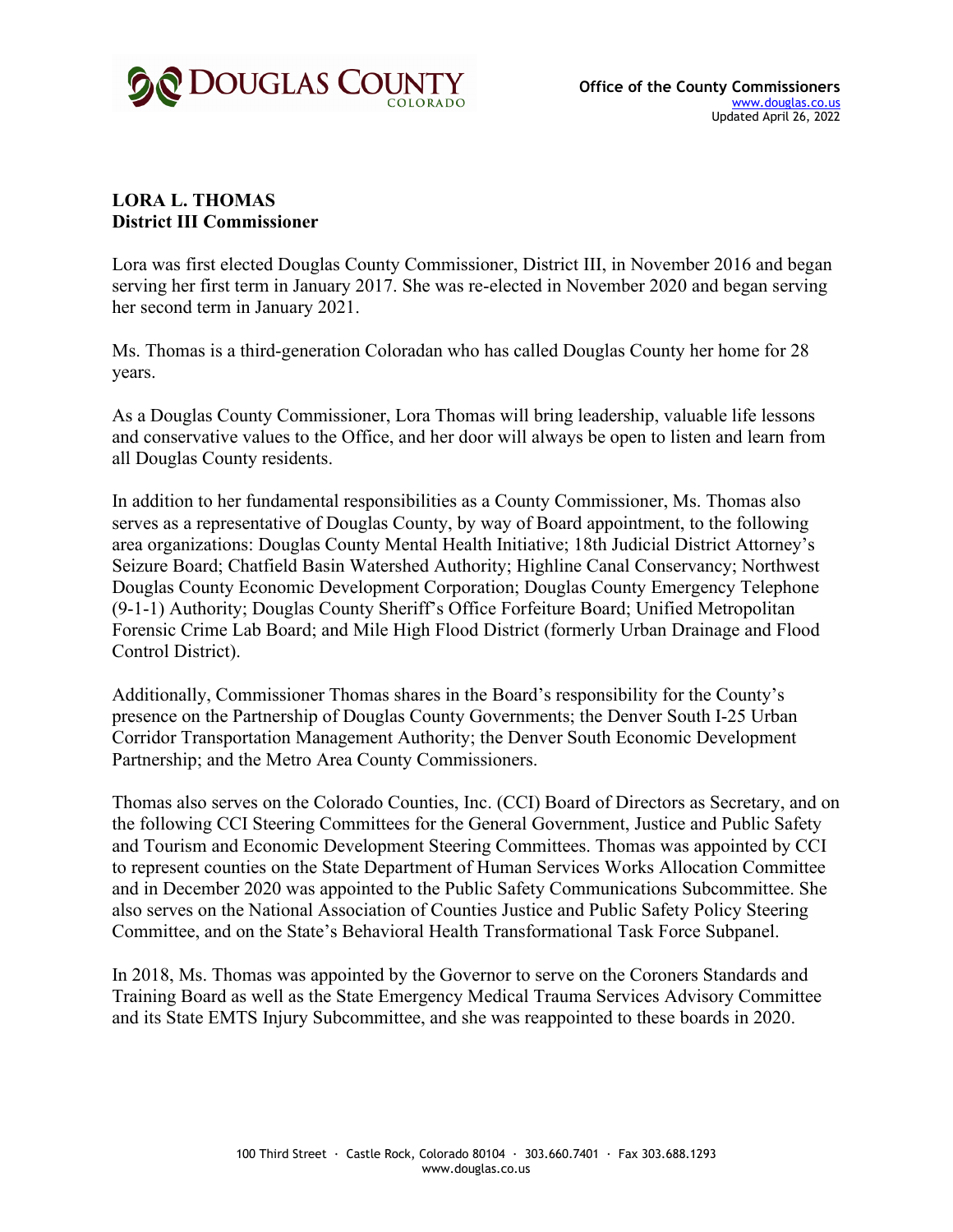Office of the County Commissioners
www.douglas.co.us
Updated April 26, 2022

**LORA L. THOMAS**
**District III Commissioner**

Lora was first elected Douglas County Commissioner, District III, in November 2016 and began serving her first term in January 2017. She was re-elected in November 2020 and began serving her second term in January 2021.

Ms. Thomas is a third-generation Coloradan who has called Douglas County her home for 28 years.

As a Douglas County Commissioner, Lora Thomas will bring leadership, valuable life lessons and conservative values to the Office, and her door will always be open to listen and learn from all Douglas County residents.

In addition to her fundamental responsibilities as a County Commissioner, Ms. Thomas also serves as a representative of Douglas County, by way of Board appointment, to the following area organizations: Douglas County Mental Health Initiative; 18th Judicial District Attorney's Seizure Board; Chatfield Basin Watershed Authority; Highline Canal Conservancy; Northwest Douglas County Economic Development Corporation; Douglas County Emergency Telephone (9-1-1) Authority; Douglas County Sheriff's Office Forfeiture Board; Unified Metropolitan Forensic Crime Lab Board; and Mile High Flood District (formerly Urban Drainage and Flood Control District).

Additionally, Commissioner Thomas shares in the Board's responsibility for the County's presence on the Partnership of Douglas County Governments; the Denver South I-25 Urban Corridor Transportation Management Authority; the Denver South Economic Development Partnership; and the Metro Area County Commissioners.

Thomas also serves on the Colorado Counties, Inc. (CCI) Board of Directors as Secretary, and on the following CCI Steering Committees for the General Government, Justice and Public Safety and Tourism and Economic Development Steering Committees. Thomas was appointed by CCI to represent counties on the State Department of Human Services Works Allocation Committee and in December 2020 was appointed to the Public Safety Communications Subcommittee. She also serves on the National Association of Counties Justice and Public Safety Policy Steering Committee, and on the State's Behavioral Health Transformational Task Force Subpanel.

In 2018, Ms. Thomas was appointed by the Governor to serve on the Coroners Standards and Training Board as well as the State Emergency Medical Trauma Services Advisory Committee and its State EMTS Injury Subcommittee, and she was reappointed to these boards in 2020.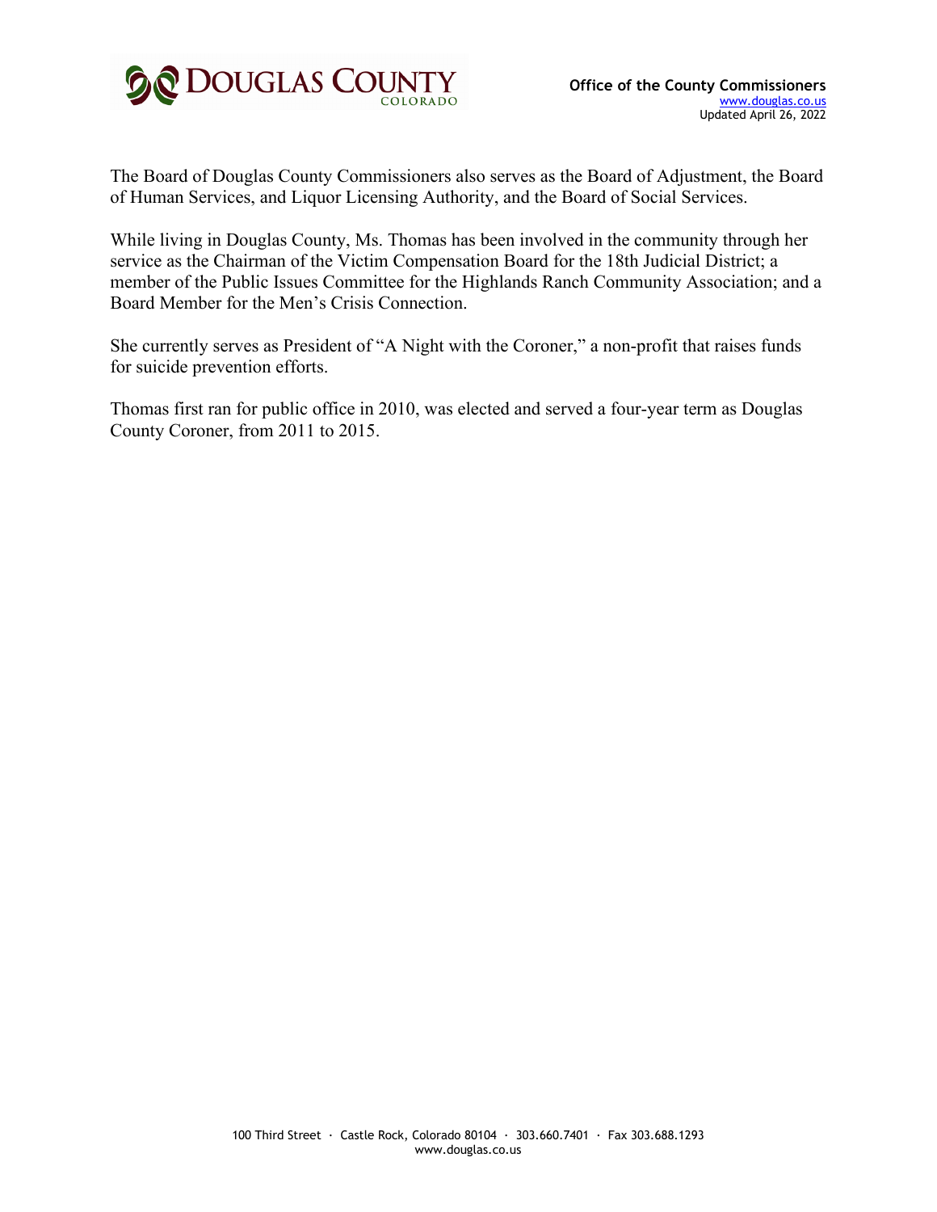The Board of Douglas County Commissioners also serves as the Board of Adjustment, the Board of Human Services, and Liquor Licensing Authority, and the Board of Social Services.

While living in Douglas County, Ms. Thomas has been involved in the community through her service as the Chairman of the Victim Compensation Board for the 18th Judicial District; a member of the Public Issues Committee for the Highlands Ranch Community Association; and a Board Member for the Men's Crisis Connection.

She currently serves as President of "A Night with the Coroner," a non-profit that raises funds for suicide prevention efforts.

Thomas first ran for public office in 2010, was elected and served a four-year term as Douglas County Coroner, from 2011 to 2015.